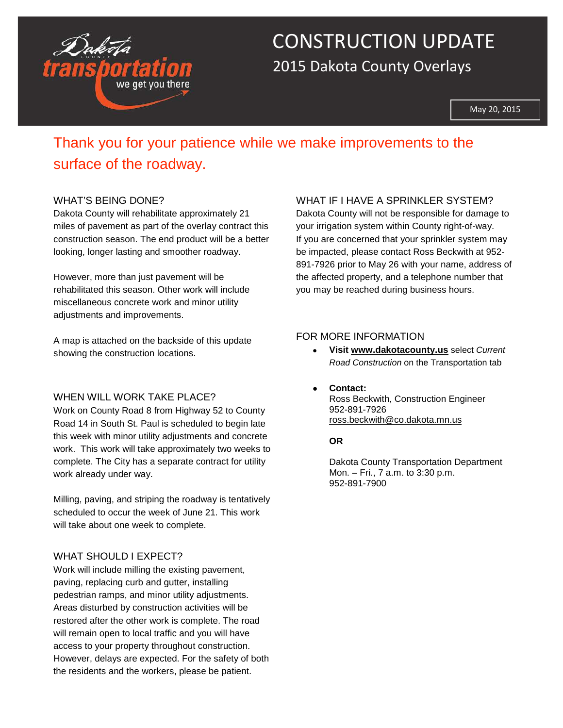# CONSTRUCTION UPDATE

## 2015 Dakota County Overlays

May 20, 2015

Thank you for your patience while we make improvements to the surface of the roadway.

### WHAT'S BEING DONE?

Dakota County will rehabilitate approximately 21 miles of pavement as part of the overlay contract this construction season. The end product will be a better looking, longer lasting and smoother roadway.

However, more than just pavement will be rehabilitated this season. Other work will include miscellaneous concrete work and minor utility adjustments and improvements.

A map is attached on the backside of this update showing the construction locations.

### WHEN WILL WORK TAKE PLACE?

Work on County Road 8 from Highway 52 to County Road 14 in South St. Paul is scheduled to begin late this week with minor utility adjustments and concrete work. This work will take approximately two weeks to complete. The City has a separate contract for utility work already under way.

Milling, paving, and striping the roadway is tentatively scheduled to occur the week of June 21. This work will take about one week to complete.

### WHAT SHOULD I EXPECT?

Work will include milling the existing pavement, paving, replacing curb and gutter, installing pedestrian ramps, and minor utility adjustments. Areas disturbed by construction activities will be restored after the other work is complete. The road will remain open to local traffic and you will have access to your property throughout construction. However, delays are expected. For the safety of both the residents and the workers, please be patient.

### WHAT IF I HAVE A SPRINKLER SYSTEM?

Dakota County will not be responsible for damage to your irrigation system within County right-of-way. If you are concerned that your sprinkler system may be impacted, please contact Ross Beckwith at 952-891-7926 prior to May 26 with your name, address of the affected property, and a telephone number that you may be reached during business hours.

### FOR MORE INFORMATION

- **Visit www.dakotacounty.us** select *Current Road Construction* on the Transportation tab
- **Contact:**
  Ross Beckwith, Construction Engineer
  952-891-7926
  ross.beckwith@co.dakota.mn.us

  **OR**

  Dakota County Transportation Department
  Mon. – Fri., 7 a.m. to 3:30 p.m.
  952-891-7900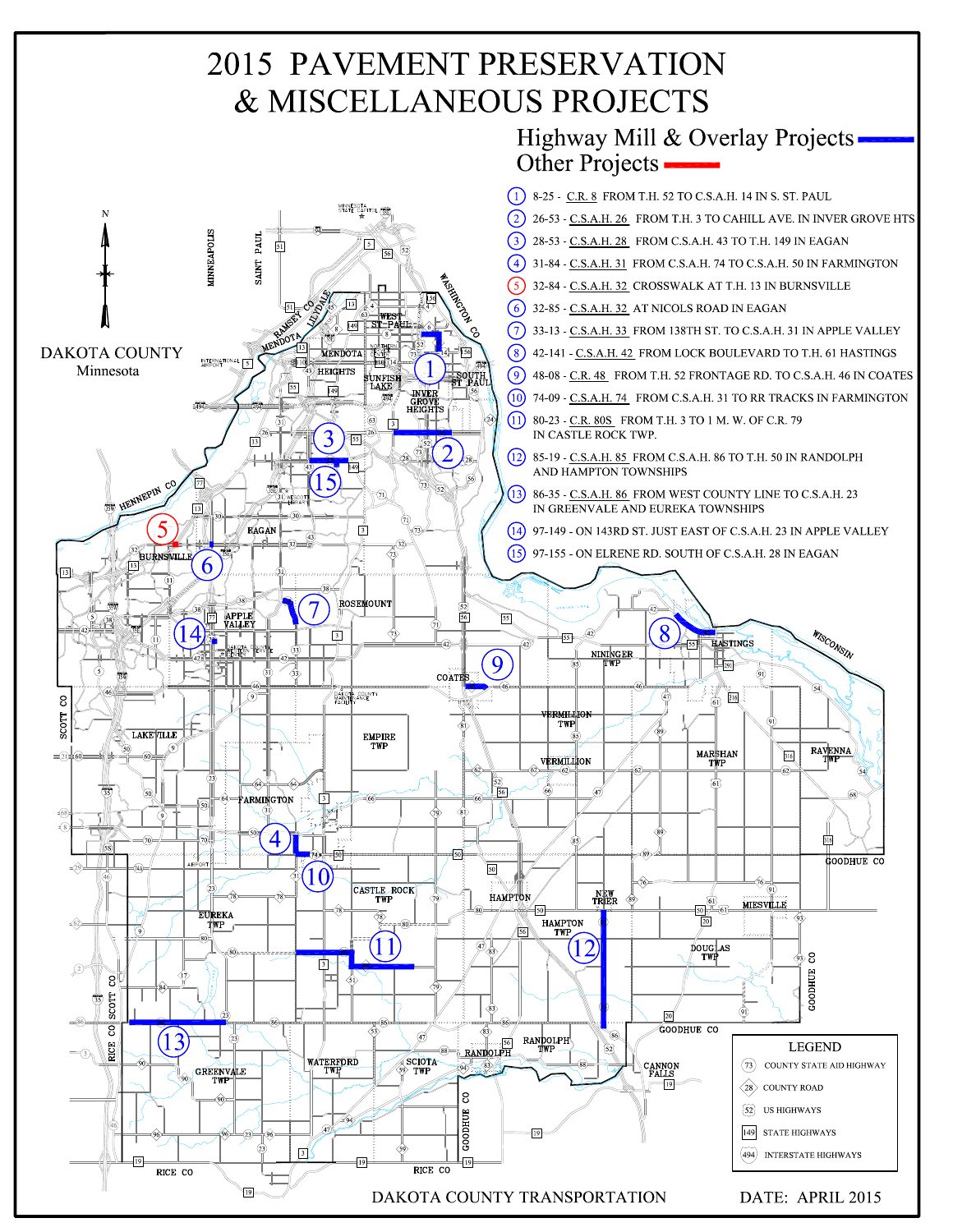# 2015 PAVEMENT PRESERVATION & MISCELLANEOUS PROJECTS

Highway Mill & Overlay Projects

Other Projects

1. 8-25 - C.R. 8 FROM T.H. 52 TO C.S.A.H. 14 IN S. ST. PAUL
2. 26-53 - C.S.A.H. 26 FROM T.H. 3 TO CAHILL AVE. IN INVER GROVE HTS
3. 28-53 - C.S.A.H. 28 FROM C.S.A.H. 43 TO T.H. 149 IN EAGAN
4. 31-84 - C.S.A.H. 31 FROM C.S.A.H. 74 TO C.S.A.H. 50 IN FARMINGTON
5. 32-84 - C.S.A.H. 32 CROSSWALK AT T.H. 13 IN BURNSVILLE
6. 32-85 - C.S.A.H. 32 AT NICOLS ROAD IN EAGAN
7. 33-13 - C.S.A.H. 33 FROM 138TH ST. TO C.S.A.H. 31 IN APPLE VALLEY
8. 42-141 - C.S.A.H. 42 FROM LOCK BOULEVARD TO T.H. 61 HASTINGS
9. 48-08 - C.R. 48 FROM T.H. 52 FRONTAGE RD. TO C.S.A.H. 46 IN COATES
10. 74-09 - C.S.A.H. 74 FROM C.S.A.H. 31 TO RR TRACKS IN FARMINGTON
11. 80-23 - C.R. 80S FROM T.H. 3 TO 1 M. W. OF C.R. 79 IN CASTLE ROCK TWP.
12. 85-19 - C.S.A.H. 85 FROM C.S.A.H. 86 TO T.H. 50 IN RANDOLPH AND HAMPTON TOWNSHIPS
13. 86-35 - C.S.A.H. 86 FROM WEST COUNTY LINE TO C.S.A.H. 23 IN GREENVALE AND EUREKA TOWNSHIPS
14. 97-149 - ON 143RD ST. JUST EAST OF C.S.A.H. 23 IN APPLE VALLEY
15. 97-155 - ON ELRENE RD. SOUTH OF C.S.A.H. 28 IN EAGAN

DAKOTA COUNTY
Minnesota

LEGEND

73 COUNTY STATE AID HIGHWAY

28 COUNTY ROAD

52 US HIGHWAYS

149 STATE HIGHWAYS

494 INTERSTATE HIGHWAYS

DAKOTA COUNTY TRANSPORTATION

DATE: APRIL 2015